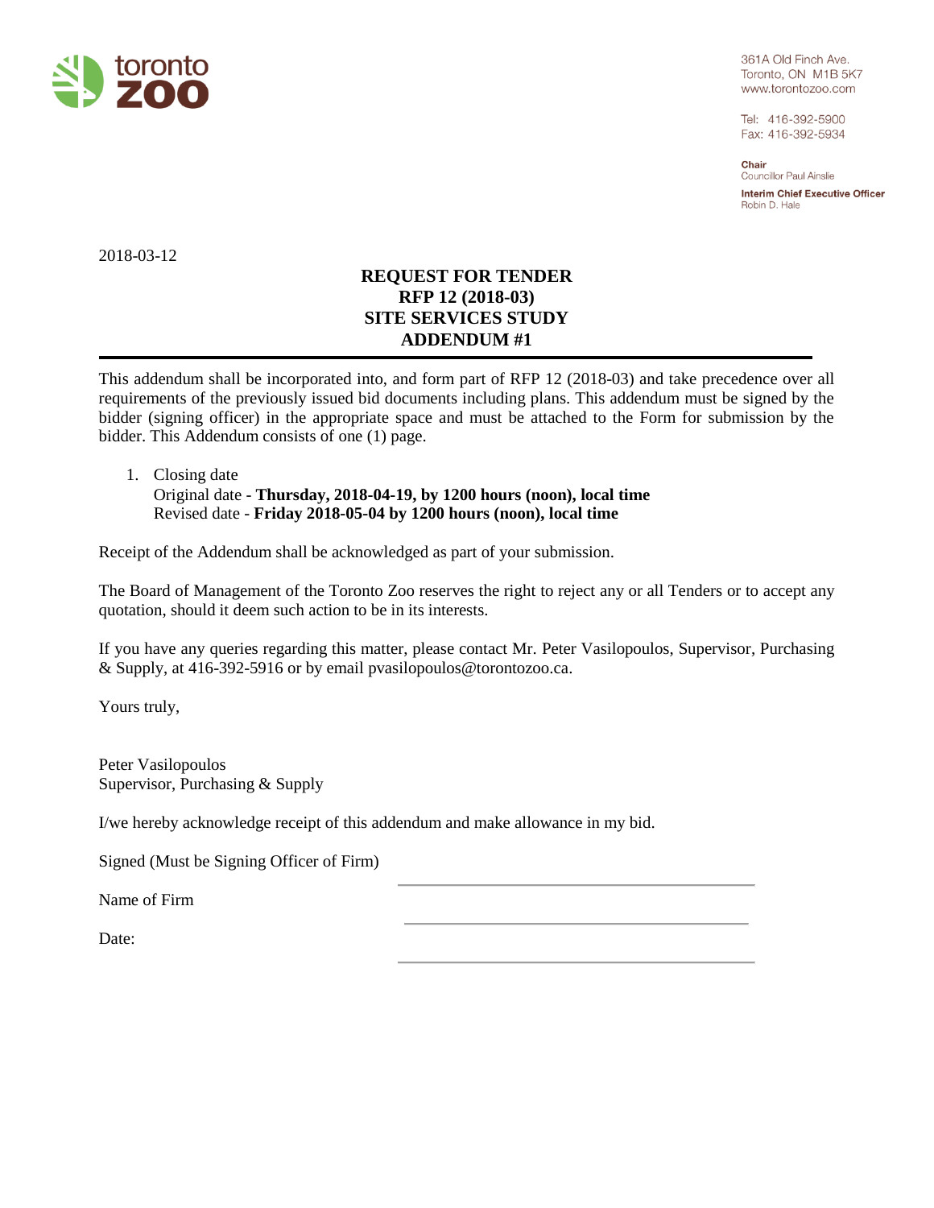toronto zoo

361A Old Finch Ave.
Toronto, ON M1B 5K7
www.torontozoo.com

Tel: 416-392-5900
Fax: 416-392-5934

**Chair**
Councillor Paul Ainslie

**Interim Chief Executive Officer**
Robin D. Hale

2018-03-12

# REQUEST FOR TENDER
# RFP 12 (2018-03)
# SITE SERVICES STUDY
# ADDENDUM #1

---

This addendum shall be incorporated into, and form part of RFP 12 (2018-03) and take precedence over all requirements of the previously issued bid documents including plans. This addendum must be signed by the bidder (signing officer) in the appropriate space and must be attached to the Form for submission by the bidder. This Addendum consists of one (1) page.

1. Closing date
   Original date - **Thursday, 2018-04-19, by 1200 hours (noon), local time**
   Revised date - **Friday 2018-05-04 by 1200 hours (noon), local time**

Receipt of the Addendum shall be acknowledged as part of your submission.

The Board of Management of the Toronto Zoo reserves the right to reject any or all Tenders or to accept any quotation, should it deem such action to be in its interests.

If you have any queries regarding this matter, please contact Mr. Peter Vasilopoulos, Supervisor, Purchasing & Supply, at 416-392-5916 or by email pvasilopoulos@torontozoo.ca.

Yours truly,

Peter Vasilopoulos
Supervisor, Purchasing & Supply

I/we hereby acknowledge receipt of this addendum and make allowance in my bid.

Signed (Must be Signing Officer of Firm) ______________________________

Name of Firm ______________________________

Date: ______________________________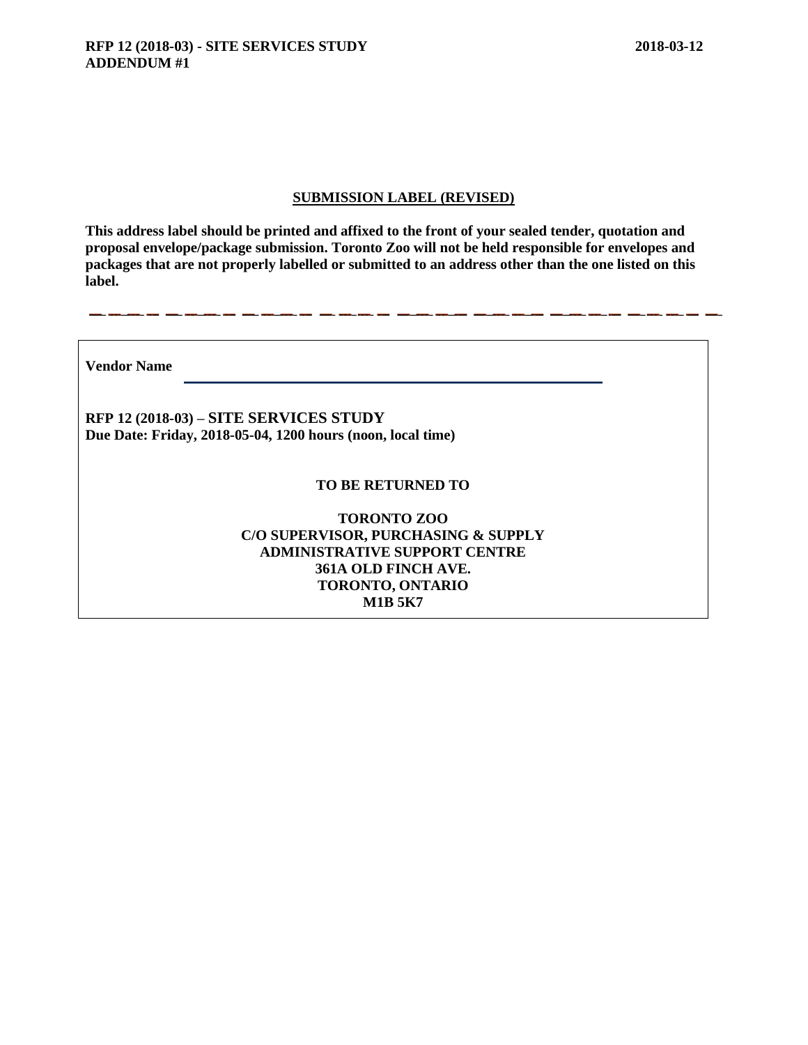## SUBMISSION LABEL (REVISED)

**This address label should be printed and affixed to the front of your sealed tender, quotation and proposal envelope/package submission. Toronto Zoo will not be held responsible for envelopes and packages that are not properly labelled or submitted to an address other than the one listed on this label.**

---

**Vendor Name** ______________________________________________

**RFP 12 (2018-03) – SITE SERVICES STUDY**
**Due Date: Friday, 2018-05-04, 1200 hours (noon, local time)**

**TO BE RETURNED TO**

**TORONTO ZOO**
**C/O SUPERVISOR, PURCHASING & SUPPLY**
**ADMINISTRATIVE SUPPORT CENTRE**
**361A OLD FINCH AVE.**
**TORONTO, ONTARIO**
**M1B 5K7**